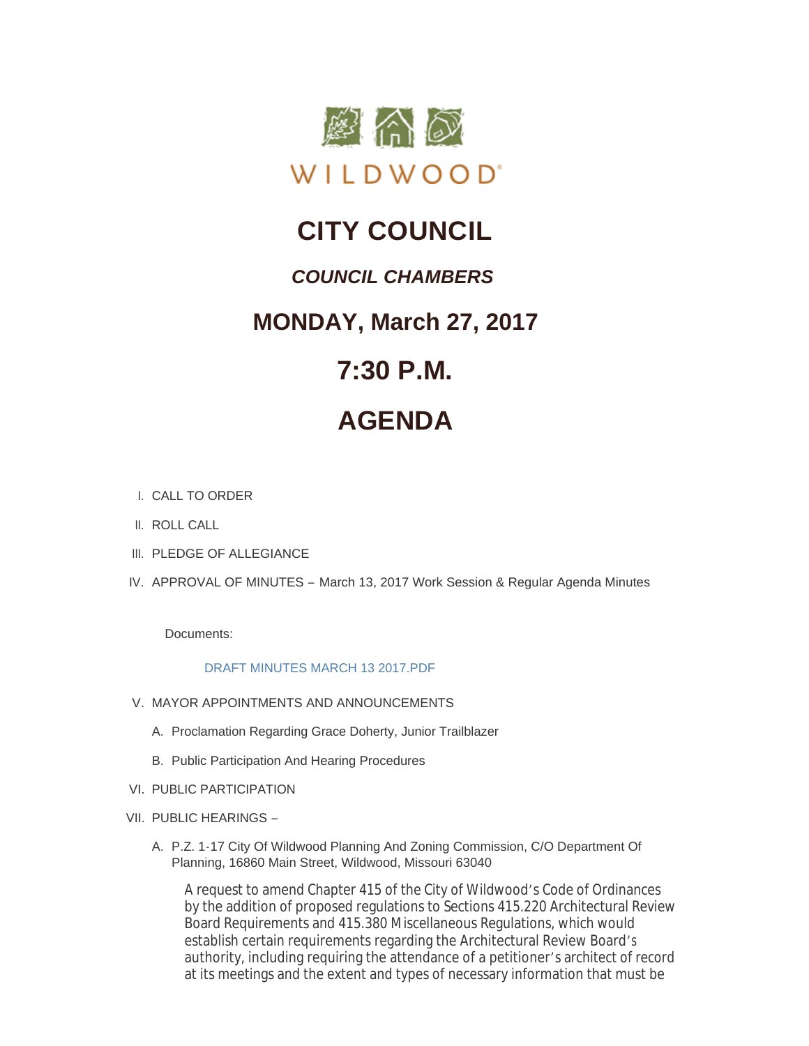WILDWOOD

# CITY COUNCIL

## *COUNCIL CHAMBERS*

## MONDAY, March 27, 2017

## 7:30 P.M.

# AGENDA

I. CALL TO ORDER

II. ROLL CALL

III. PLEDGE OF ALLEGIANCE

IV. APPROVAL OF MINUTES – March 13, 2017 Work Session & Regular Agenda Minutes

Documents:

DRAFT MINUTES MARCH 13 2017.PDF

V. MAYOR APPOINTMENTS AND ANNOUNCEMENTS

A. Proclamation Regarding Grace Doherty, Junior Trailblazer

B. Public Participation And Hearing Procedures

VI. PUBLIC PARTICIPATION

VII. PUBLIC HEARINGS –

A. P.Z. 1-17 City Of Wildwood Planning And Zoning Commission, C/O Department Of Planning, 16860 Main Street, Wildwood, Missouri 63040

A request to amend Chapter 415 of the City of Wildwood's Code of Ordinances by the addition of proposed regulations to Sections 415.220 Architectural Review Board Requirements and 415.380 Miscellaneous Regulations, which would establish certain requirements regarding the Architectural Review Board's authority, including requiring the attendance of a petitioner's architect of record at its meetings and the extent and types of necessary information that must be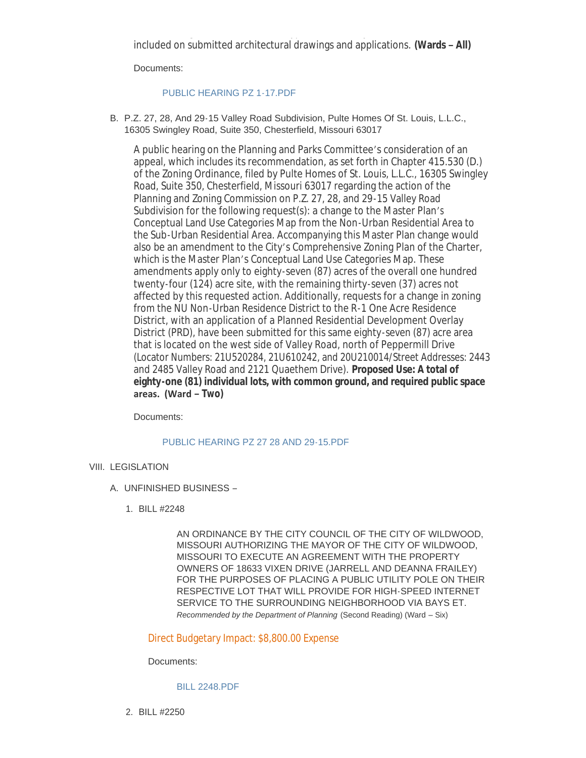included on submitted architectural drawings and applications. **(Wards – All)**

Documents:

PUBLIC HEARING PZ 1-17.PDF

B. P.Z. 27, 28, And 29-15 Valley Road Subdivision, Pulte Homes Of St. Louis, L.L.C., 16305 Swingley Road, Suite 350, Chesterfield, Missouri 63017

A public hearing on the Planning and Parks Committee's consideration of an appeal, which includes its recommendation, as set forth in Chapter 415.530 (D.) of the Zoning Ordinance, filed by Pulte Homes of St. Louis, L.L.C., 16305 Swingley Road, Suite 350, Chesterfield, Missouri 63017 regarding the action of the Planning and Zoning Commission on P.Z. 27, 28, and 29-15 Valley Road Subdivision for the following request(s): a change to the Master Plan's Conceptual Land Use Categories Map from the Non-Urban Residential Area to the Sub-Urban Residential Area. Accompanying this Master Plan change would also be an amendment to the City's Comprehensive Zoning Plan of the Charter, which is the Master Plan's Conceptual Land Use Categories Map. These amendments apply only to eighty-seven (87) acres of the overall one hundred twenty-four (124) acre site, with the remaining thirty-seven (37) acres not affected by this requested action. Additionally, requests for a change in zoning from the NU Non-Urban Residence District to the R-1 One Acre Residence District, with an application of a Planned Residential Development Overlay District (PRD), have been submitted for this same eighty-seven (87) acre area that is located on the west side of Valley Road, north of Peppermill Drive (Locator Numbers: 21U520284, 21U610242, and 20U210014/Street Addresses: 2443 and 2485 Valley Road and 2121 Quaethem Drive). **Proposed Use: A total of eighty-one (81) individual lots, with common ground, and required public space areas. (Ward – Two)**

Documents:

PUBLIC HEARING PZ 27 28 AND 29-15.PDF

VIII. LEGISLATION

A. UNFINISHED BUSINESS –

1. BILL #2248

AN ORDINANCE BY THE CITY COUNCIL OF THE CITY OF WILDWOOD, MISSOURI AUTHORIZING THE MAYOR OF THE CITY OF WILDWOOD, MISSOURI TO EXECUTE AN AGREEMENT WITH THE PROPERTY OWNERS OF 18633 VIXEN DRIVE (JARRELL AND DEANNA FRAILEY) FOR THE PURPOSES OF PLACING A PUBLIC UTILITY POLE ON THEIR RESPECTIVE LOT THAT WILL PROVIDE FOR HIGH-SPEED INTERNET SERVICE TO THE SURROUNDING NEIGHBORHOOD VIA BAYS ET. *Recommended by the Department of Planning* (Second Reading) (Ward – Six)

Direct Budgetary Impact: $8,800.00 Expense

Documents:

BILL 2248.PDF

2. BILL #2250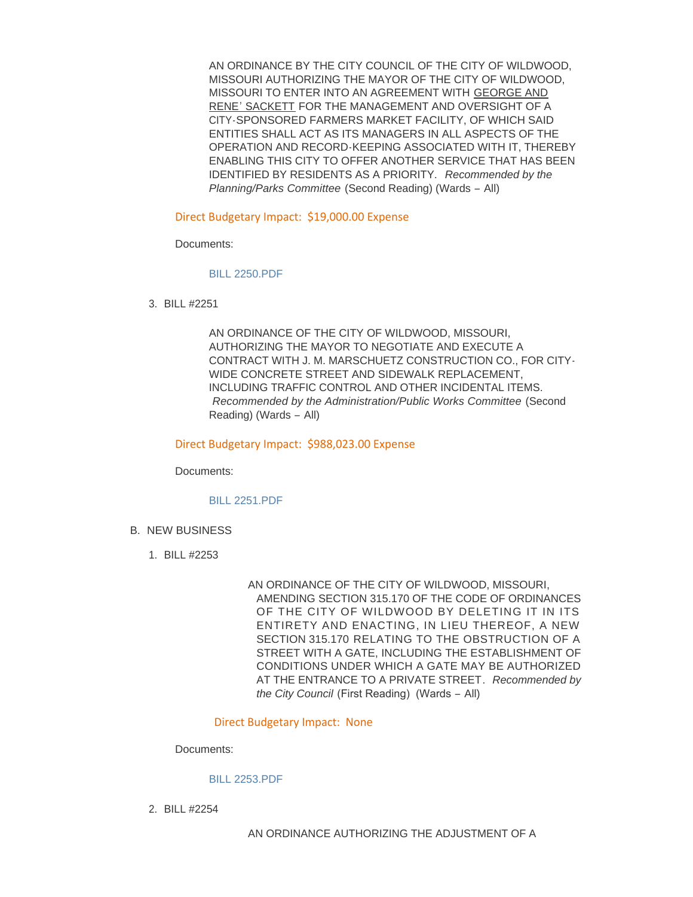AN ORDINANCE BY THE CITY COUNCIL OF THE CITY OF WILDWOOD, MISSOURI AUTHORIZING THE MAYOR OF THE CITY OF WILDWOOD, MISSOURI TO ENTER INTO AN AGREEMENT WITH GEORGE AND RENE' SACKETT FOR THE MANAGEMENT AND OVERSIGHT OF A CITY-SPONSORED FARMERS MARKET FACILITY, OF WHICH SAID ENTITIES SHALL ACT AS ITS MANAGERS IN ALL ASPECTS OF THE OPERATION AND RECORD-KEEPING ASSOCIATED WITH IT, THEREBY ENABLING THIS CITY TO OFFER ANOTHER SERVICE THAT HAS BEEN IDENTIFIED BY RESIDENTS AS A PRIORITY. *Recommended by the Planning/Parks Committee* (Second Reading) (Wards – All)

Direct Budgetary Impact: $19,000.00 Expense

Documents:

BILL 2250.PDF

3. BILL #2251

AN ORDINANCE OF THE CITY OF WILDWOOD, MISSOURI, AUTHORIZING THE MAYOR TO NEGOTIATE AND EXECUTE A CONTRACT WITH J. M. MARSCHUETZ CONSTRUCTION CO., FOR CITY-WIDE CONCRETE STREET AND SIDEWALK REPLACEMENT, INCLUDING TRAFFIC CONTROL AND OTHER INCIDENTAL ITEMS. *Recommended by the Administration/Public Works Committee* (Second Reading) (Wards – All)

Direct Budgetary Impact: $988,023.00 Expense

Documents:

BILL 2251.PDF

B. NEW BUSINESS

1. BILL #2253

AN ORDINANCE OF THE CITY OF WILDWOOD, MISSOURI, AMENDING SECTION 315.170 OF THE CODE OF ORDINANCES OF THE CITY OF WILDWOOD BY DELETING IT IN ITS ENTIRETY AND ENACTING, IN LIEU THEREOF, A NEW SECTION 315.170 RELATING TO THE OBSTRUCTION OF A STREET WITH A GATE, INCLUDING THE ESTABLISHMENT OF CONDITIONS UNDER WHICH A GATE MAY BE AUTHORIZED AT THE ENTRANCE TO A PRIVATE STREET. *Recommended by the City Council* (First Reading) (Wards – All)

Direct Budgetary Impact: None

Documents:

BILL 2253.PDF

2. BILL #2254

AN ORDINANCE AUTHORIZING THE ADJUSTMENT OF A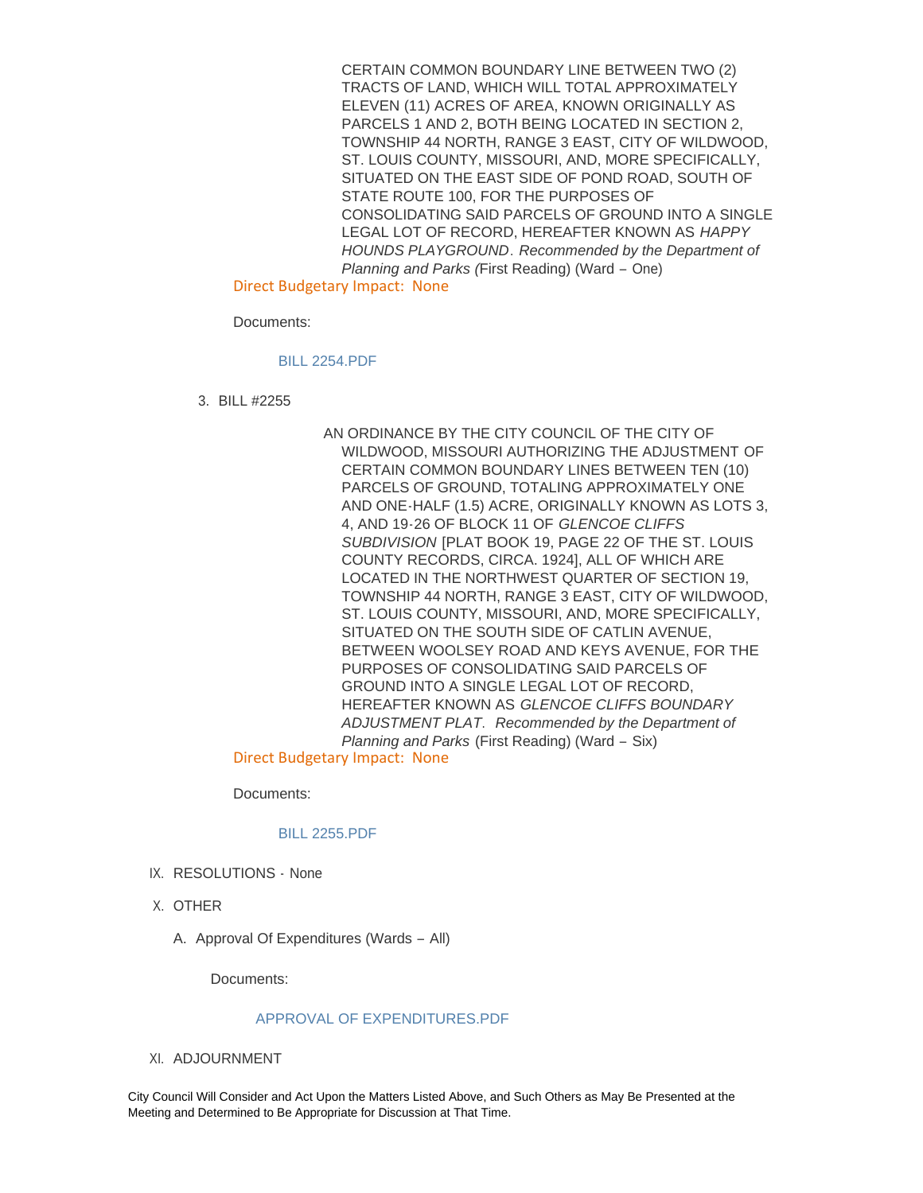CERTAIN COMMON BOUNDARY LINE BETWEEN TWO (2) TRACTS OF LAND, WHICH WILL TOTAL APPROXIMATELY ELEVEN (11) ACRES OF AREA, KNOWN ORIGINALLY AS PARCELS 1 AND 2, BOTH BEING LOCATED IN SECTION 2, TOWNSHIP 44 NORTH, RANGE 3 EAST, CITY OF WILDWOOD, ST. LOUIS COUNTY, MISSOURI, AND, MORE SPECIFICALLY, SITUATED ON THE EAST SIDE OF POND ROAD, SOUTH OF STATE ROUTE 100, FOR THE PURPOSES OF CONSOLIDATING SAID PARCELS OF GROUND INTO A SINGLE LEGAL LOT OF RECORD, HEREAFTER KNOWN AS *HAPPY HOUNDS PLAYGROUND*. *Recommended by the Department of Planning and Parks (*First Reading) (Ward – One)

Direct Budgetary Impact: None

Documents:

BILL 2254.PDF

3. BILL #2255

AN ORDINANCE BY THE CITY COUNCIL OF THE CITY OF WILDWOOD, MISSOURI AUTHORIZING THE ADJUSTMENT OF CERTAIN COMMON BOUNDARY LINES BETWEEN TEN (10) PARCELS OF GROUND, TOTALING APPROXIMATELY ONE AND ONE-HALF (1.5) ACRE, ORIGINALLY KNOWN AS LOTS 3, 4, AND 19-26 OF BLOCK 11 OF *GLENCOE CLIFFS SUBDIVISION* [PLAT BOOK 19, PAGE 22 OF THE ST. LOUIS COUNTY RECORDS, CIRCA. 1924], ALL OF WHICH ARE LOCATED IN THE NORTHWEST QUARTER OF SECTION 19, TOWNSHIP 44 NORTH, RANGE 3 EAST, CITY OF WILDWOOD, ST. LOUIS COUNTY, MISSOURI, AND, MORE SPECIFICALLY, SITUATED ON THE SOUTH SIDE OF CATLIN AVENUE, BETWEEN WOOLSEY ROAD AND KEYS AVENUE, FOR THE PURPOSES OF CONSOLIDATING SAID PARCELS OF GROUND INTO A SINGLE LEGAL LOT OF RECORD, HEREAFTER KNOWN AS *GLENCOE CLIFFS BOUNDARY ADJUSTMENT PLAT*. *Recommended by the Department of Planning and Parks* (First Reading) (Ward – Six)

Direct Budgetary Impact: None

Documents:

BILL 2255.PDF

IX. RESOLUTIONS - None

X. OTHER

A. Approval Of Expenditures (Wards – All)

Documents:

APPROVAL OF EXPENDITURES.PDF

XI. ADJOURNMENT

City Council Will Consider and Act Upon the Matters Listed Above, and Such Others as May Be Presented at the Meeting and Determined to Be Appropriate for Discussion at That Time.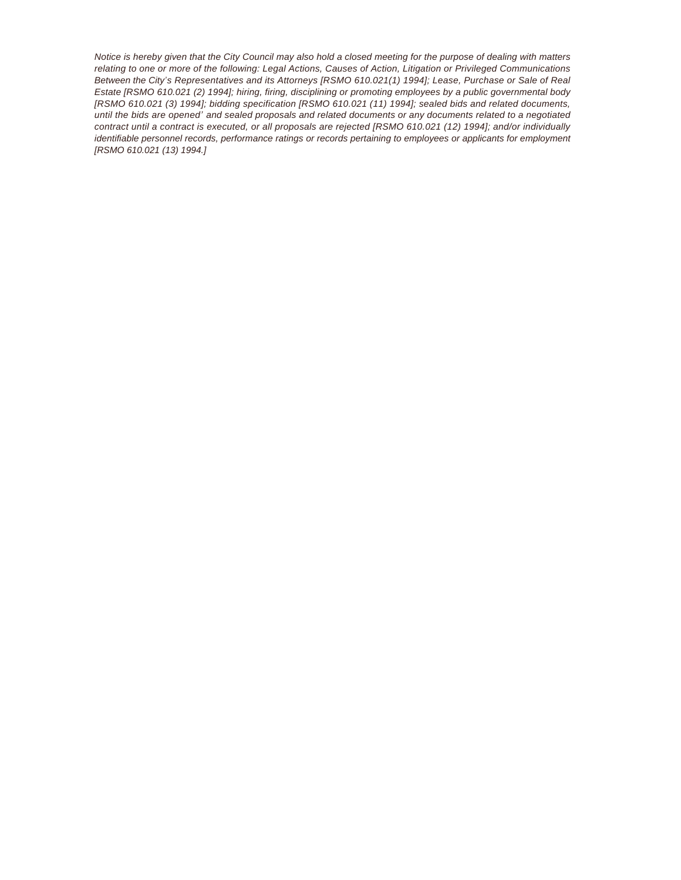*Notice is hereby given that the City Council may also hold a closed meeting for the purpose of dealing with matters relating to one or more of the following: Legal Actions, Causes of Action, Litigation or Privileged Communications Between the City's Representatives and its Attorneys [RSMO 610.021(1) 1994]; Lease, Purchase or Sale of Real Estate [RSMO 610.021 (2) 1994]; hiring, firing, disciplining or promoting employees by a public governmental body [RSMO 610.021 (3) 1994]; bidding specification [RSMO 610.021 (11) 1994]; sealed bids and related documents, until the bids are opened' and sealed proposals and related documents or any documents related to a negotiated contract until a contract is executed, or all proposals are rejected [RSMO 610.021 (12) 1994]; and/or individually identifiable personnel records, performance ratings or records pertaining to employees or applicants for employment [RSMO 610.021 (13) 1994.]*